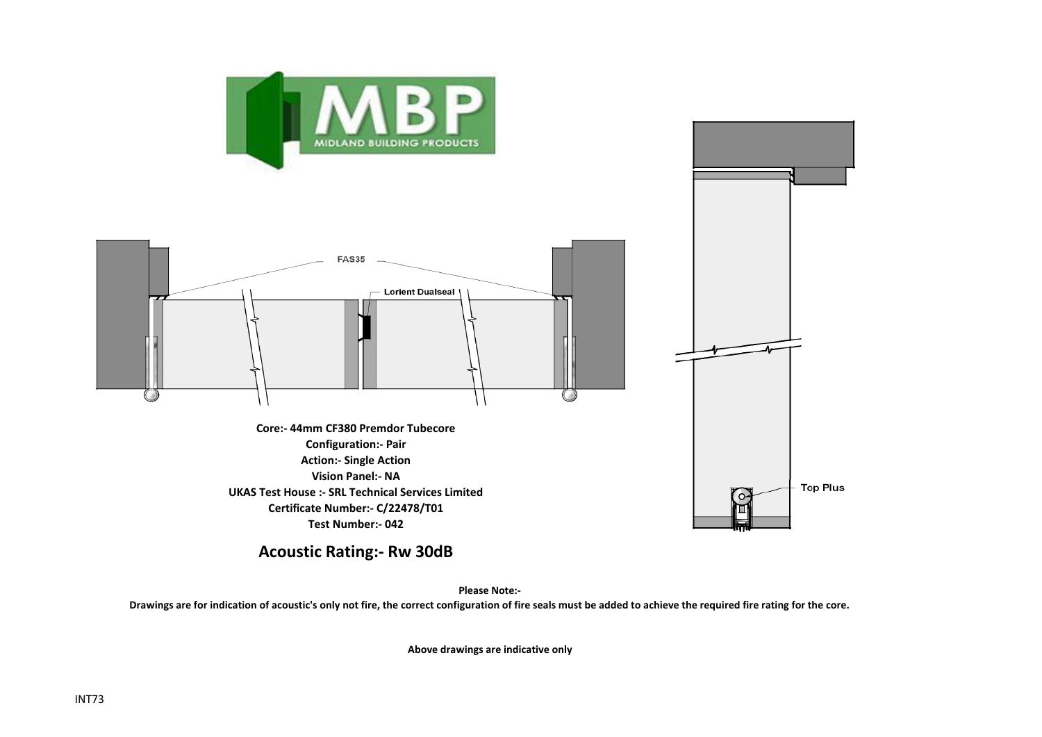FAS35

Lorient Dualseal

Top Plus

**Core:- 44mm CF380 Premdor Tubecore**
**Configuration:- Pair**
**Action:- Single Action**
**Vision Panel:- NA**
**UKAS Test House :- SRL Technical Services Limited**
**Certificate Number:- C/22478/T01**
**Test Number:- 042**

## Acoustic Rating:- Rw 30dB

**Please Note:-**
**Drawings are for indication of acoustic's only not fire, the correct configuration of fire seals must be added to achieve the required fire rating for the core.**

**Above drawings are indicative only**

INT73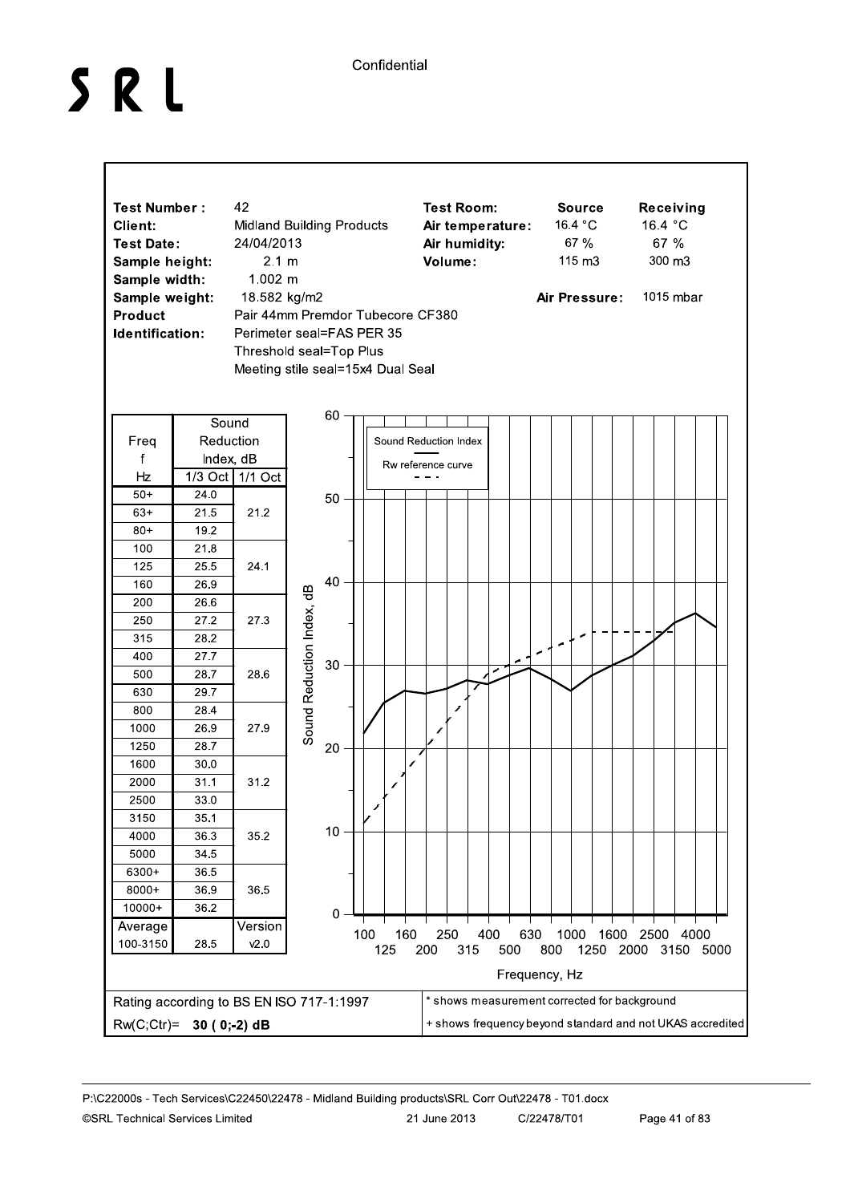# S R L

Confidential

| | | | | |
|---|---|---|---|---|
| **Test Number :** | 42 | **Test Room:** | **Source** | **Receiving** |
| **Client:** | Midland Building Products | **Air temperature:** | 16.4 °C | 16.4 °C |
| **Test Date:** | 24/04/2013 | **Air humidity:** | 67 % | 67 % |
| **Sample height:** | 2.1 m | **Volume:** | 115 m3 | 300 m3 |
| **Sample width:** | 1.002 m | | | |
| **Sample weight:** | 18.582 kg/m2 | **Air Pressure:** | | 1015 mbar |
| **Product Identification:** | Pair 44mm Premdor Tubecore CF380 | | | |
| | Perimeter seal=FAS PER 35 | | | |
| | Threshold seal=Top Plus | | | |
| | Meeting stile seal=15x4 Dual Seal | | | |

| Freq f Hz | Sound Reduction Index, dB 1/3 Oct | 1/1 Oct |
|---|---|---|
| 50+ | 24.0 | |
| 63+ | 21.5 | 21.2 |
| 80+ | 19.2 | |
| 100 | 21.8 | |
| 125 | 25.5 | 24.1 |
| 160 | 26.9 | |
| 200 | 26.6 | |
| 250 | 27.2 | 27.3 |
| 315 | 28.2 | |
| 400 | 27.7 | |
| 500 | 28.7 | 28.6 |
| 630 | 29.7 | |
| 800 | 28.4 | |
| 1000 | 26.9 | 27.9 |
| 1250 | 28.7 | |
| 1600 | 30.0 | |
| 2000 | 31.1 | 31.2 |
| 2500 | 33.0 | |
| 3150 | 35.1 | |
| 4000 | 36.3 | 35.2 |
| 5000 | 34.5 | |
| 6300+ | 36.5 | |
| 8000+ | 36.9 | 36.5 |
| 10000+ | 36.2 | |
| Average 100-3150 | 28.5 | Version v2.0 |

Sound Reduction Index
Rw reference curve

Sound Reduction Index, dB

0
10
20
30
40
50
60

100 125 160 200 250 315 400 500 630 800 1000 1250 1600 2000 2500 3150 4000 5000

Frequency, Hz

| Rating according to BS EN ISO 717-1:1997 | * shows measurement corrected for background |
|---|---|
| Rw(C;Ctr)= **30 ( 0;-2) dB** | + shows frequency beyond standard and not UKAS accredited |

P:\C22000s - Tech Services\C22450\22478 - Midland Building products\SRL Corr Out\22478 - T01.docx
©SRL Technical Services Limited 21 June 2013 C/22478/T01